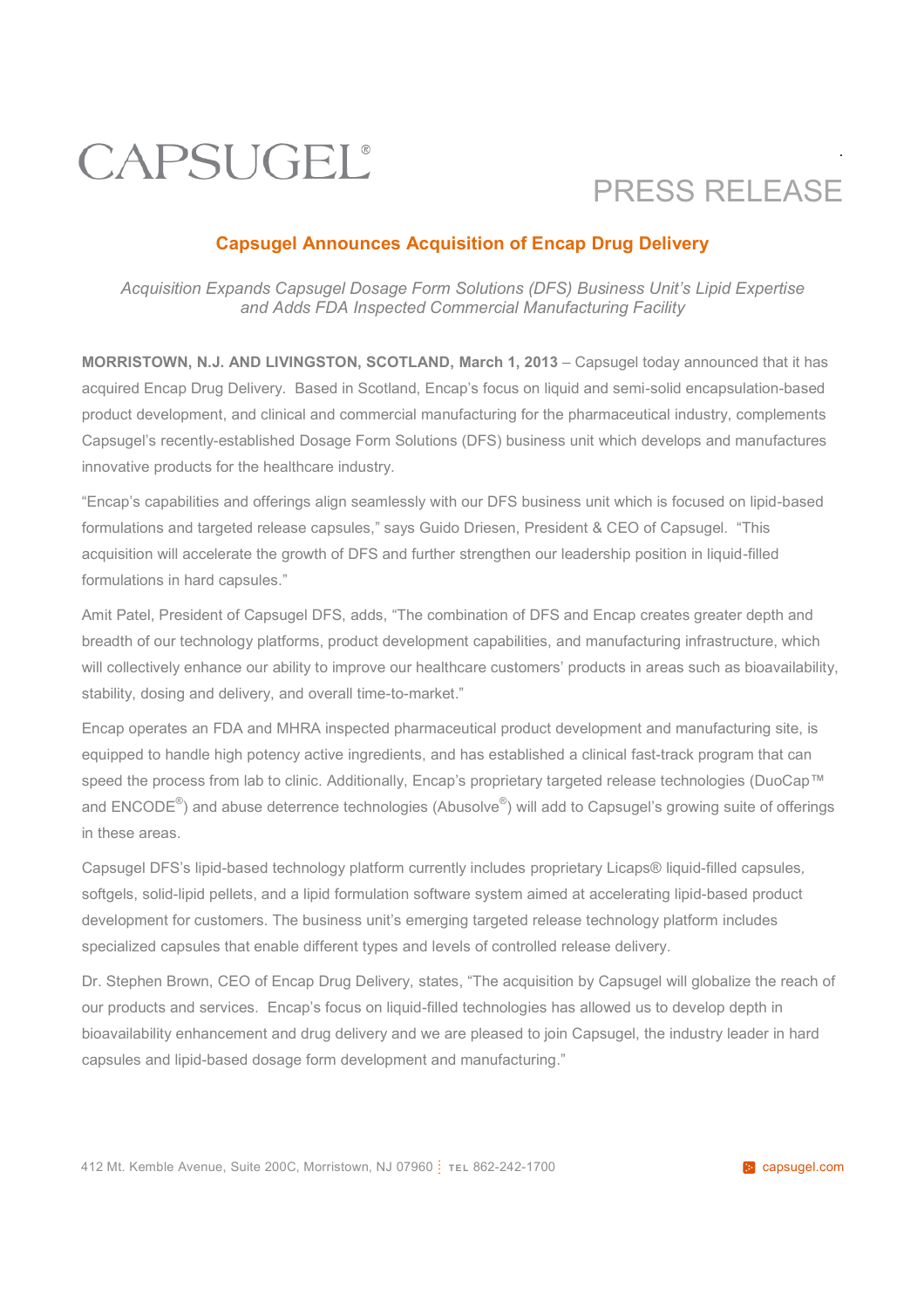CAPSUGEL®

PRESS RELEASE

# Capsugel Announces Acquisition of Encap Drug Delivery

*Acquisition Expands Capsugel Dosage Form Solutions (DFS) Business Unit's Lipid Expertise and Adds FDA Inspected Commercial Manufacturing Facility*

**MORRISTOWN, N.J. AND LIVINGSTON, SCOTLAND, March 1, 2013** – Capsugel today announced that it has acquired Encap Drug Delivery. Based in Scotland, Encap's focus on liquid and semi-solid encapsulation-based product development, and clinical and commercial manufacturing for the pharmaceutical industry, complements Capsugel's recently-established Dosage Form Solutions (DFS) business unit which develops and manufactures innovative products for the healthcare industry.

"Encap's capabilities and offerings align seamlessly with our DFS business unit which is focused on lipid-based formulations and targeted release capsules," says Guido Driesen, President & CEO of Capsugel. "This acquisition will accelerate the growth of DFS and further strengthen our leadership position in liquid-filled formulations in hard capsules."

Amit Patel, President of Capsugel DFS, adds, "The combination of DFS and Encap creates greater depth and breadth of our technology platforms, product development capabilities, and manufacturing infrastructure, which will collectively enhance our ability to improve our healthcare customers' products in areas such as bioavailability, stability, dosing and delivery, and overall time-to-market."

Encap operates an FDA and MHRA inspected pharmaceutical product development and manufacturing site, is equipped to handle high potency active ingredients, and has established a clinical fast-track program that can speed the process from lab to clinic. Additionally, Encap's proprietary targeted release technologies (DuoCap™ and ENCODE®) and abuse deterrence technologies (Abusolve®) will add to Capsugel's growing suite of offerings in these areas.

Capsugel DFS's lipid-based technology platform currently includes proprietary Licaps® liquid-filled capsules, softgels, solid-lipid pellets, and a lipid formulation software system aimed at accelerating lipid-based product development for customers. The business unit's emerging targeted release technology platform includes specialized capsules that enable different types and levels of controlled release delivery.

Dr. Stephen Brown, CEO of Encap Drug Delivery, states, "The acquisition by Capsugel will globalize the reach of our products and services. Encap's focus on liquid-filled technologies has allowed us to develop depth in bioavailability enhancement and drug delivery and we are pleased to join Capsugel, the industry leader in hard capsules and lipid-based dosage form development and manufacturing."

412 Mt. Kemble Avenue, Suite 200C, Morristown, NJ 07960 | TEL 862-242-1700 capsugel.com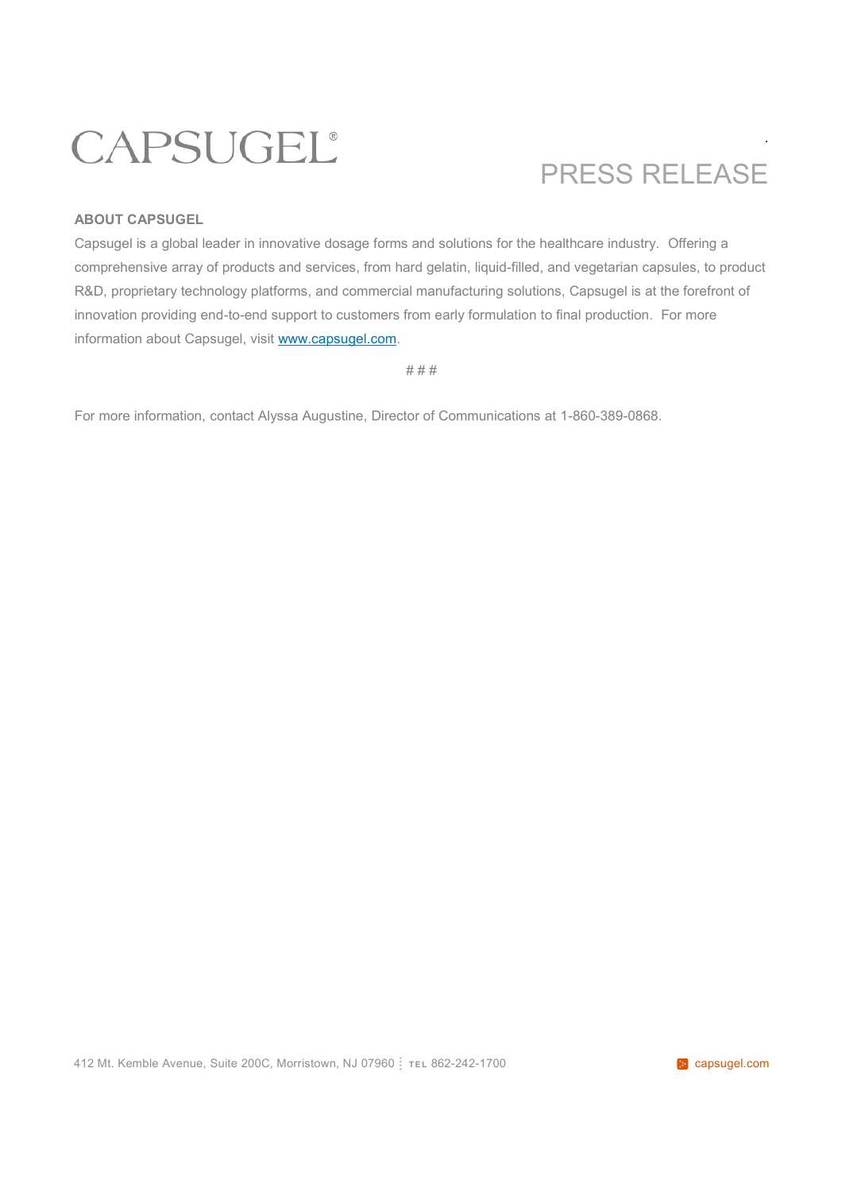## ABOUT CAPSUGEL

Capsugel is a global leader in innovative dosage forms and solutions for the healthcare industry. Offering a comprehensive array of products and services, from hard gelatin, liquid-filled, and vegetarian capsules, to product R&D, proprietary technology platforms, and commercial manufacturing solutions, Capsugel is at the forefront of innovation providing end-to-end support to customers from early formulation to final production. For more information about Capsugel, visit www.capsugel.com.

# # #

For more information, contact Alyssa Augustine, Director of Communications at 1-860-389-0868.